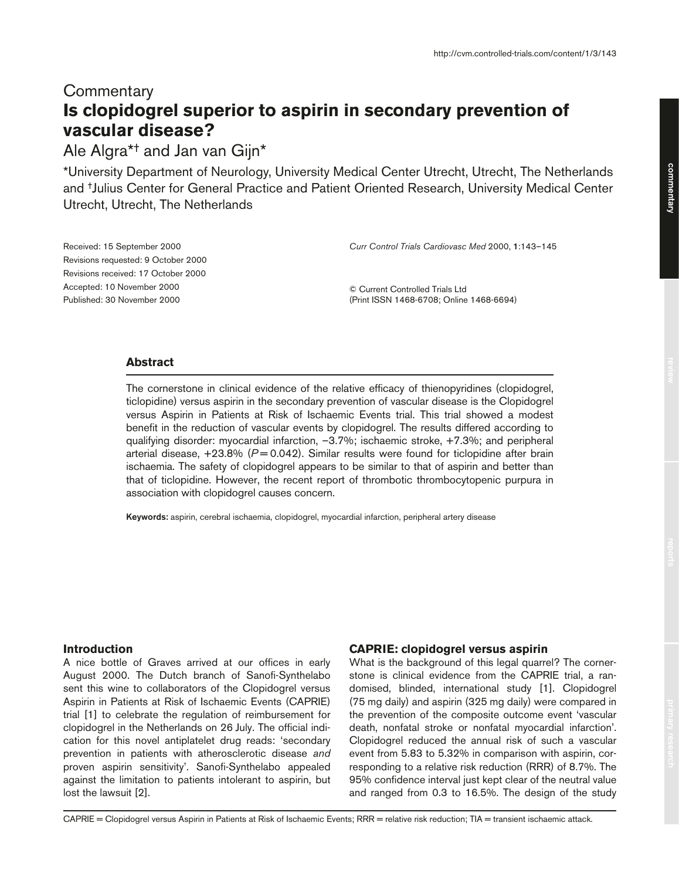Commentary

# Is clopidogrel superior to aspirin in secondary prevention of vascular disease?

Ale Algra*† and Jan van Gijn*

*University Department of Neurology, University Medical Center Utrecht, Utrecht, The Netherlands and †Julius Center for General Practice and Patient Oriented Research, University Medical Center Utrecht, Utrecht, The Netherlands

Received: 15 September 2000
Revisions requested: 9 October 2000
Revisions received: 17 October 2000
Accepted: 10 November 2000
Published: 30 November 2000

*Curr Control Trials Cardiovasc Med* 2000, **1**:143–145

© Current Controlled Trials Ltd
(Print ISSN 1468-6708; Online 1468-6694)

## Abstract

The cornerstone in clinical evidence of the relative efficacy of thienopyridines (clopidogrel, ticlopidine) versus aspirin in the secondary prevention of vascular disease is the Clopidogrel versus Aspirin in Patients at Risk of Ischaemic Events trial. This trial showed a modest benefit in the reduction of vascular events by clopidogrel. The results differed according to qualifying disorder: myocardial infarction, −3.7%; ischaemic stroke, +7.3%; and peripheral arterial disease, +23.8% ($P = 0.042$). Similar results were found for ticlopidine after brain ischaemia. The safety of clopidogrel appears to be similar to that of aspirin and better than that of ticlopidine. However, the recent report of thrombotic thrombocytopenic purpura in association with clopidogrel causes concern.

**Keywords:** aspirin, cerebral ischaemia, clopidogrel, myocardial infarction, peripheral artery disease

## Introduction

A nice bottle of Graves arrived at our offices in early August 2000. The Dutch branch of Sanofi-Synthelabo sent this wine to collaborators of the Clopidogrel versus Aspirin in Patients at Risk of Ischaemic Events (CAPRIE) trial [1] to celebrate the regulation of reimbursement for clopidogrel in the Netherlands on 26 July. The official indication for this novel antiplatelet drug reads: 'secondary prevention in patients with atherosclerotic disease *and* proven aspirin sensitivity'. Sanofi-Synthelabo appealed against the limitation to patients intolerant to aspirin, but lost the lawsuit [2].

## CAPRIE: clopidogrel versus aspirin

What is the background of this legal quarrel? The cornerstone is clinical evidence from the CAPRIE trial, a randomised, blinded, international study [1]. Clopidogrel (75 mg daily) and aspirin (325 mg daily) were compared in the prevention of the composite outcome event 'vascular death, nonfatal stroke or nonfatal myocardial infarction'. Clopidogrel reduced the annual risk of such a vascular event from 5.83 to 5.32% in comparison with aspirin, corresponding to a relative risk reduction (RRR) of 8.7%. The 95% confidence interval just kept clear of the neutral value and ranged from 0.3 to 16.5%. The design of the study

CAPRIE = Clopidogrel versus Aspirin in Patients at Risk of Ischaemic Events; RRR = relative risk reduction; TIA = transient ischaemic attack.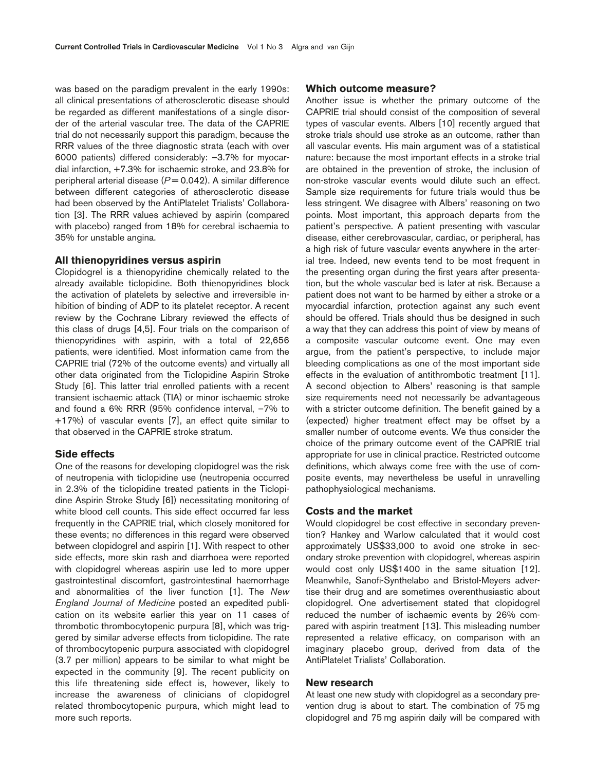was based on the paradigm prevalent in the early 1990s: all clinical presentations of atherosclerotic disease should be regarded as different manifestations of a single disorder of the arterial vascular tree. The data of the CAPRIE trial do not necessarily support this paradigm, because the RRR values of the three diagnostic strata (each with over 6000 patients) differed considerably: –3.7% for myocardial infarction, +7.3% for ischaemic stroke, and 23.8% for peripheral arterial disease ($P = 0.042$). A similar difference between different categories of atherosclerotic disease had been observed by the AntiPlatelet Trialists' Collaboration [3]. The RRR values achieved by aspirin (compared with placebo) ranged from 18% for cerebral ischaemia to 35% for unstable angina.

## All thienopyridines versus aspirin

Clopidogrel is a thienopyridine chemically related to the already available ticlopidine. Both thienopyridines block the activation of platelets by selective and irreversible inhibition of binding of ADP to its platelet receptor. A recent review by the Cochrane Library reviewed the effects of this class of drugs [4,5]. Four trials on the comparison of thienopyridines with aspirin, with a total of 22,656 patients, were identified. Most information came from the CAPRIE trial (72% of the outcome events) and virtually all other data originated from the Ticlopidine Aspirin Stroke Study [6]. This latter trial enrolled patients with a recent transient ischaemic attack (TIA) or minor ischaemic stroke and found a 6% RRR (95% confidence interval, –7% to +17%) of vascular events [7], an effect quite similar to that observed in the CAPRIE stroke stratum.

## Side effects

One of the reasons for developing clopidogrel was the risk of neutropenia with ticlopidine use (neutropenia occurred in 2.3% of the ticlopidine treated patients in the Ticlopidine Aspirin Stroke Study [6]) necessitating monitoring of white blood cell counts. This side effect occurred far less frequently in the CAPRIE trial, which closely monitored for these events; no differences in this regard were observed between clopidogrel and aspirin [1]. With respect to other side effects, more skin rash and diarrhoea were reported with clopidogrel whereas aspirin use led to more upper gastrointestinal discomfort, gastrointestinal haemorrhage and abnormalities of the liver function [1]. The *New England Journal of Medicine* posted an expedited publication on its website earlier this year on 11 cases of thrombotic thrombocytopenic purpura [8], which was triggered by similar adverse effects from ticlopidine. The rate of thrombocytopenic purpura associated with clopidogrel (3.7 per million) appears to be similar to what might be expected in the community [9]. The recent publicity on this life threatening side effect is, however, likely to increase the awareness of clinicians of clopidogrel related thrombocytopenic purpura, which might lead to more such reports.

## Which outcome measure?

Another issue is whether the primary outcome of the CAPRIE trial should consist of the composition of several types of vascular events. Albers [10] recently argued that stroke trials should use stroke as an outcome, rather than all vascular events. His main argument was of a statistical nature: because the most important effects in a stroke trial are obtained in the prevention of stroke, the inclusion of non-stroke vascular events would dilute such an effect. Sample size requirements for future trials would thus be less stringent. We disagree with Albers' reasoning on two points. Most important, this approach departs from the patient's perspective. A patient presenting with vascular disease, either cerebrovascular, cardiac, or peripheral, has a high risk of future vascular events anywhere in the arterial tree. Indeed, new events tend to be most frequent in the presenting organ during the first years after presentation, but the whole vascular bed is later at risk. Because a patient does not want to be harmed by either a stroke or a myocardial infarction, protection against any such event should be offered. Trials should thus be designed in such a way that they can address this point of view by means of a composite vascular outcome event. One may even argue, from the patient's perspective, to include major bleeding complications as one of the most important side effects in the evaluation of antithrombotic treatment [11]. A second objection to Albers' reasoning is that sample size requirements need not necessarily be advantageous with a stricter outcome definition. The benefit gained by a (expected) higher treatment effect may be offset by a smaller number of outcome events. We thus consider the choice of the primary outcome event of the CAPRIE trial appropriate for use in clinical practice. Restricted outcome definitions, which always come free with the use of composite events, may nevertheless be useful in unravelling pathophysiological mechanisms.

## Costs and the market

Would clopidogrel be cost effective in secondary prevention? Hankey and Warlow calculated that it would cost approximately US$33,000 to avoid one stroke in secondary stroke prevention with clopidogrel, whereas aspirin would cost only US$1400 in the same situation [12]. Meanwhile, Sanofi-Synthelabo and Bristol-Meyers advertise their drug and are sometimes overenthusiastic about clopidogrel. One advertisement stated that clopidogrel reduced the number of ischaemic events by 26% compared with aspirin treatment [13]. This misleading number represented a relative efficacy, on comparison with an imaginary placebo group, derived from data of the AntiPlatelet Trialists' Collaboration.

## New research

At least one new study with clopidogrel as a secondary prevention drug is about to start. The combination of 75 mg clopidogrel and 75 mg aspirin daily will be compared with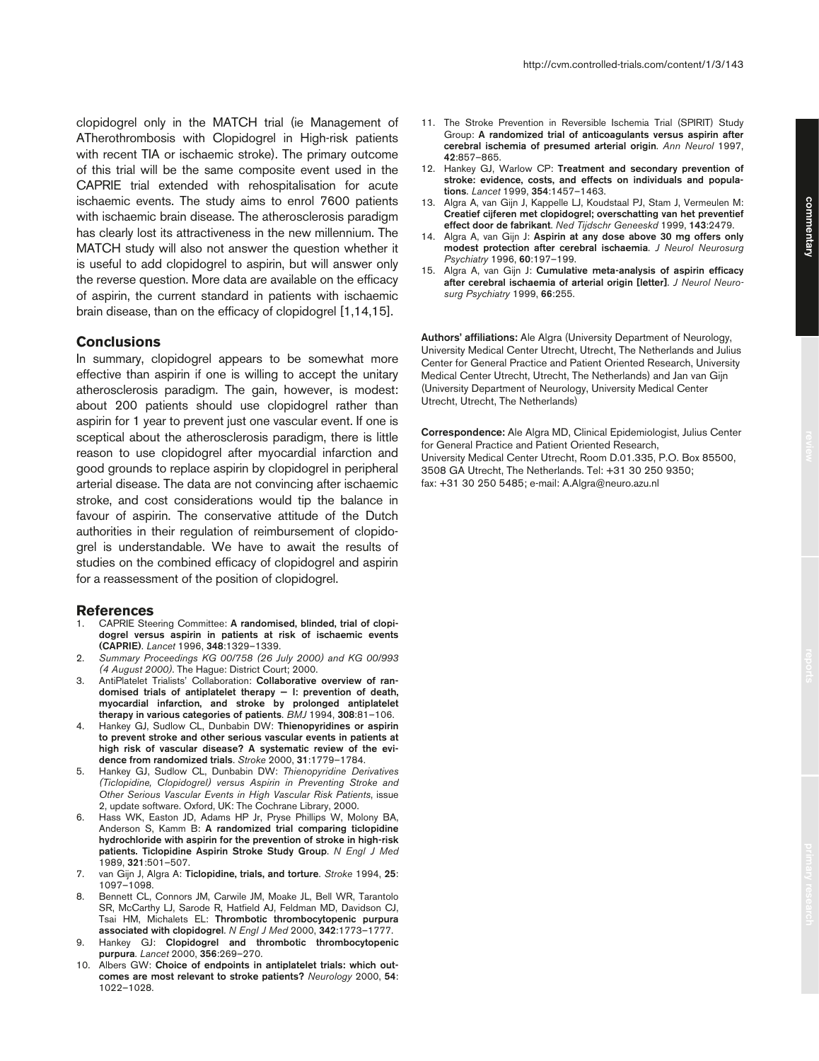clopidogrel only in the MATCH trial (ie Management of ATherothrombosis with Clopidogrel in High-risk patients with recent TIA or ischaemic stroke). The primary outcome of this trial will be the same composite event used in the CAPRIE trial extended with rehospitalisation for acute ischaemic events. The study aims to enrol 7600 patients with ischaemic brain disease. The atherosclerosis paradigm has clearly lost its attractiveness in the new millennium. The MATCH study will also not answer the question whether it is useful to add clopidogrel to aspirin, but will answer only the reverse question. More data are available on the efficacy of aspirin, the current standard in patients with ischaemic brain disease, than on the efficacy of clopidogrel [1,14,15].

## Conclusions

In summary, clopidogrel appears to be somewhat more effective than aspirin if one is willing to accept the unitary atherosclerosis paradigm. The gain, however, is modest: about 200 patients should use clopidogrel rather than aspirin for 1 year to prevent just one vascular event. If one is sceptical about the atherosclerosis paradigm, there is little reason to use clopidogrel after myocardial infarction and good grounds to replace aspirin by clopidogrel in peripheral arterial disease. The data are not convincing after ischaemic stroke, and cost considerations would tip the balance in favour of aspirin. The conservative attitude of the Dutch authorities in their regulation of reimbursement of clopidogrel is understandable. We have to await the results of studies on the combined efficacy of clopidogrel and aspirin for a reassessment of the position of clopidogrel.

## References

1. CAPRIE Steering Committee: **A randomised, blinded, trial of clopidogrel versus aspirin in patients at risk of ischaemic events (CAPRIE)**. *Lancet* 1996, **348**:1329–1339.
2. *Summary Proceedings KG 00/758 (26 July 2000) and KG 00/993 (4 August 2000)*. The Hague: District Court; 2000.
3. AntiPlatelet Trialists' Collaboration: **Collaborative overview of randomised trials of antiplatelet therapy – I: prevention of death, myocardial infarction, and stroke by prolonged antiplatelet therapy in various categories of patients**. *BMJ* 1994, **308**:81–106.
4. Hankey GJ, Sudlow CL, Dunbabin DW: **Thienopyridines or aspirin to prevent stroke and other serious vascular events in patients at high risk of vascular disease? A systematic review of the evidence from randomized trials**. *Stroke* 2000, **31**:1779–1784.
5. Hankey GJ, Sudlow CL, Dunbabin DW: *Thienopyridine Derivatives (Ticlopidine, Clopidogrel) versus Aspirin in Preventing Stroke and Other Serious Vascular Events in High Vascular Risk Patients*, issue 2, update software. Oxford, UK: The Cochrane Library, 2000.
6. Hass WK, Easton JD, Adams HP Jr, Pryse Phillips W, Molony BA, Anderson S, Kamm B: **A randomized trial comparing ticlopidine hydrochloride with aspirin for the prevention of stroke in high-risk patients. Ticlopidine Aspirin Stroke Study Group**. *N Engl J Med* 1989, **321**:501–507.
7. van Gijn J, Algra A: **Ticlopidine, trials, and torture**. *Stroke* 1994, **25**:1097–1098.
8. Bennett CL, Connors JM, Carwile JM, Moake JL, Bell WR, Tarantolo SR, McCarthy LJ, Sarode R, Hatfield AJ, Feldman MD, Davidson CJ, Tsai HM, Michalets EL: **Thrombotic thrombocytopenic purpura associated with clopidogrel**. *N Engl J Med* 2000, **342**:1773–1777.
9. Hankey GJ: **Clopidogrel and thrombotic thrombocytopenic purpura**. *Lancet* 2000, **356**:269–270.
10. Albers GW: **Choice of endpoints in antiplatelet trials: which outcomes are most relevant to stroke patients?** *Neurology* 2000, **54**:1022–1028.
11. The Stroke Prevention in Reversible Ischemia Trial (SPIRIT) Study Group: **A randomized trial of anticoagulants versus aspirin after cerebral ischemia of presumed arterial origin**. *Ann Neurol* 1997, **42**:857–865.
12. Hankey GJ, Warlow CP: **Treatment and secondary prevention of stroke: evidence, costs, and effects on individuals and populations**. *Lancet* 1999, **354**:1457–1463.
13. Algra A, van Gijn J, Kappelle LJ, Koudstaal PJ, Stam J, Vermeulen M: **Creatief cijferen met clopidogrel; overschatting van het preventief effect door de fabrikant**. *Ned Tijdschr Geneeskd* 1999, **143**:2479.
14. Algra A, van Gijn J: **Aspirin at any dose above 30 mg offers only modest protection after cerebral ischaemia**. *J Neurol Neurosurg Psychiatry* 1996, **60**:197–199.
15. Algra A, van Gijn J: **Cumulative meta-analysis of aspirin efficacy after cerebral ischaemia of arterial origin [letter]**. *J Neurol Neurosurg Psychiatry* 1999, **66**:255.

**Authors' affiliations:** Ale Algra (University Department of Neurology, University Medical Center Utrecht, Utrecht, The Netherlands and Julius Center for General Practice and Patient Oriented Research, University Medical Center Utrecht, Utrecht, The Netherlands) and Jan van Gijn (University Department of Neurology, University Medical Center Utrecht, Utrecht, The Netherlands)

**Correspondence:** Ale Algra MD, Clinical Epidemiologist, Julius Center for General Practice and Patient Oriented Research, University Medical Center Utrecht, Room D.01.335, P.O. Box 85500, 3508 GA Utrecht, The Netherlands. Tel: +31 30 250 9350; fax: +31 30 250 5485; e-mail: A.Algra@neuro.azu.nl